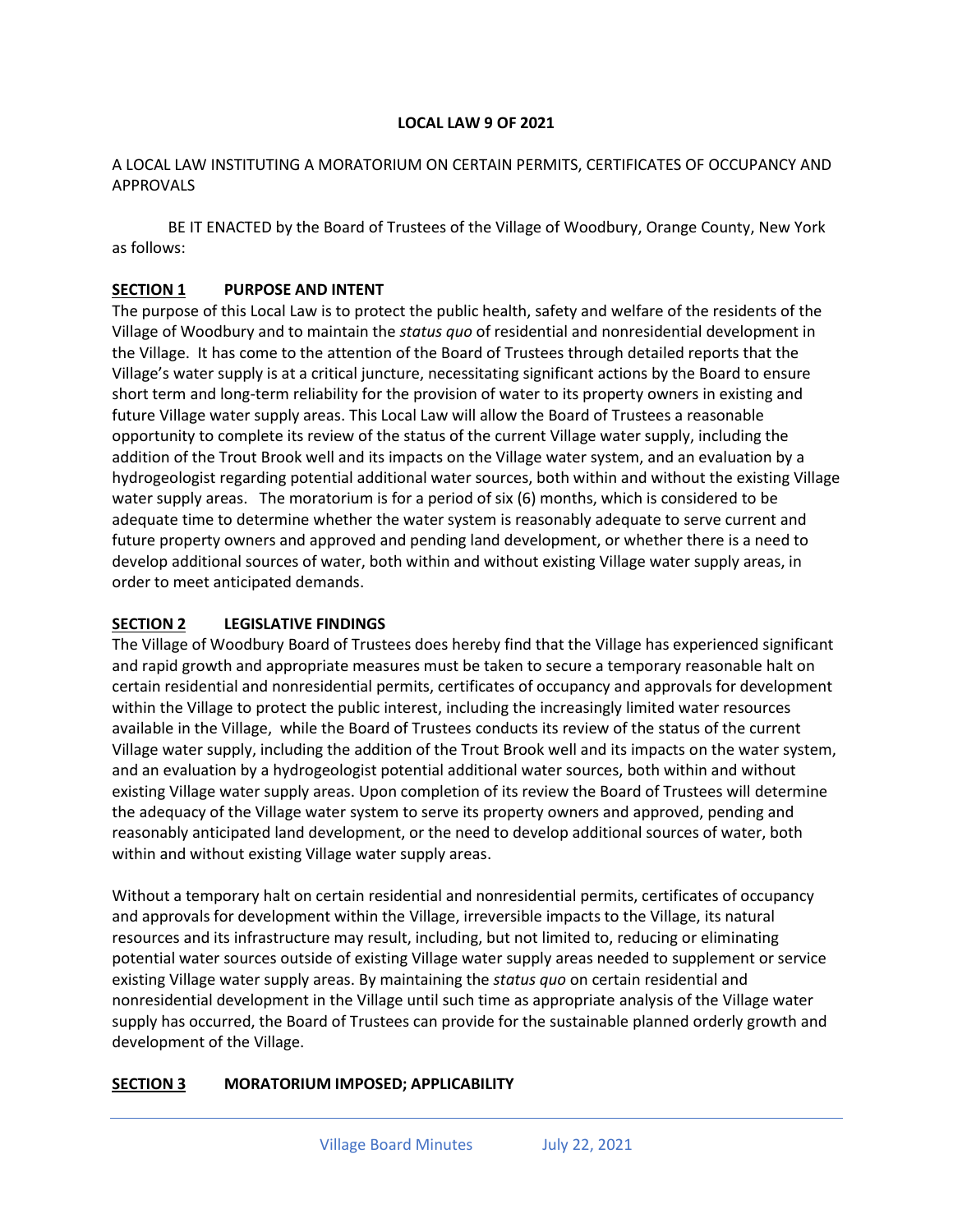# LOCAL LAW 9 OF 2021

A LOCAL LAW INSTITUTING A MORATORIUM ON CERTAIN PERMITS, CERTIFICATES OF OCCUPANCY AND APPROVALS

BE IT ENACTED by the Board of Trustees of the Village of Woodbury, Orange County, New York as follows:

## SECTION 1 PURPOSE AND INTENT

The purpose of this Local Law is to protect the public health, safety and welfare of the residents of the Village of Woodbury and to maintain the *status quo* of residential and nonresidential development in the Village. It has come to the attention of the Board of Trustees through detailed reports that the Village's water supply is at a critical juncture, necessitating significant actions by the Board to ensure short term and long-term reliability for the provision of water to its property owners in existing and future Village water supply areas. This Local Law will allow the Board of Trustees a reasonable opportunity to complete its review of the status of the current Village water supply, including the addition of the Trout Brook well and its impacts on the Village water system, and an evaluation by a hydrogeologist regarding potential additional water sources, both within and without the existing Village water supply areas. The moratorium is for a period of six (6) months, which is considered to be adequate time to determine whether the water system is reasonably adequate to serve current and future property owners and approved and pending land development, or whether there is a need to develop additional sources of water, both within and without existing Village water supply areas, in order to meet anticipated demands.

## SECTION 2 LEGISLATIVE FINDINGS

The Village of Woodbury Board of Trustees does hereby find that the Village has experienced significant and rapid growth and appropriate measures must be taken to secure a temporary reasonable halt on certain residential and nonresidential permits, certificates of occupancy and approvals for development within the Village to protect the public interest, including the increasingly limited water resources available in the Village, while the Board of Trustees conducts its review of the status of the current Village water supply, including the addition of the Trout Brook well and its impacts on the water system, and an evaluation by a hydrogeologist potential additional water sources, both within and without existing Village water supply areas. Upon completion of its review the Board of Trustees will determine the adequacy of the Village water system to serve its property owners and approved, pending and reasonably anticipated land development, or the need to develop additional sources of water, both within and without existing Village water supply areas.

Without a temporary halt on certain residential and nonresidential permits, certificates of occupancy and approvals for development within the Village, irreversible impacts to the Village, its natural resources and its infrastructure may result, including, but not limited to, reducing or eliminating potential water sources outside of existing Village water supply areas needed to supplement or service existing Village water supply areas. By maintaining the *status quo* on certain residential and nonresidential development in the Village until such time as appropriate analysis of the Village water supply has occurred, the Board of Trustees can provide for the sustainable planned orderly growth and development of the Village.

## SECTION 3 MORATORIUM IMPOSED; APPLICABILITY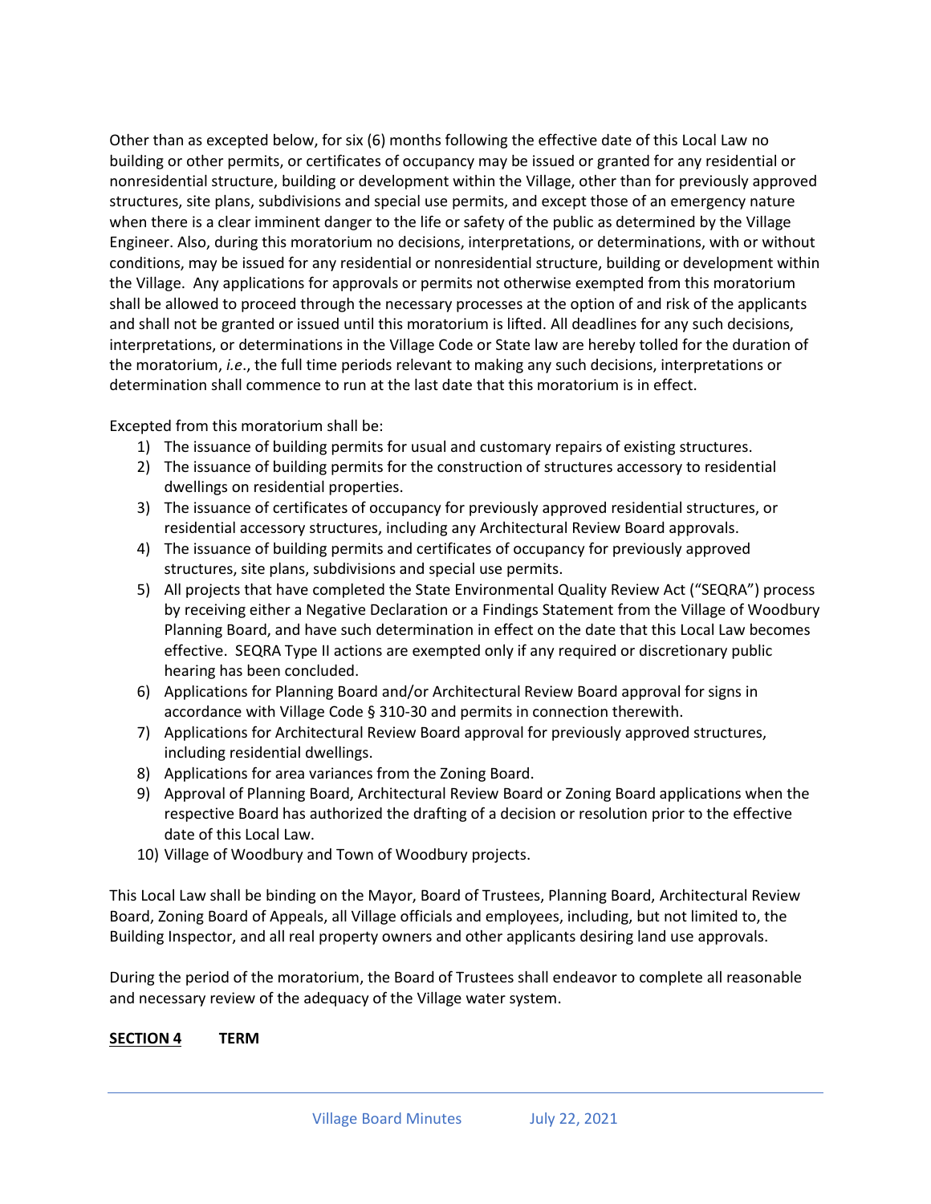Other than as excepted below, for six (6) months following the effective date of this Local Law no building or other permits, or certificates of occupancy may be issued or granted for any residential or nonresidential structure, building or development within the Village, other than for previously approved structures, site plans, subdivisions and special use permits, and except those of an emergency nature when there is a clear imminent danger to the life or safety of the public as determined by the Village Engineer. Also, during this moratorium no decisions, interpretations, or determinations, with or without conditions, may be issued for any residential or nonresidential structure, building or development within the Village. Any applications for approvals or permits not otherwise exempted from this moratorium shall be allowed to proceed through the necessary processes at the option of and risk of the applicants and shall not be granted or issued until this moratorium is lifted. All deadlines for any such decisions, interpretations, or determinations in the Village Code or State law are hereby tolled for the duration of the moratorium, *i.e*., the full time periods relevant to making any such decisions, interpretations or determination shall commence to run at the last date that this moratorium is in effect.

Excepted from this moratorium shall be:

1) The issuance of building permits for usual and customary repairs of existing structures.
2) The issuance of building permits for the construction of structures accessory to residential dwellings on residential properties.
3) The issuance of certificates of occupancy for previously approved residential structures, or residential accessory structures, including any Architectural Review Board approvals.
4) The issuance of building permits and certificates of occupancy for previously approved structures, site plans, subdivisions and special use permits.
5) All projects that have completed the State Environmental Quality Review Act ("SEQRA") process by receiving either a Negative Declaration or a Findings Statement from the Village of Woodbury Planning Board, and have such determination in effect on the date that this Local Law becomes effective. SEQRA Type II actions are exempted only if any required or discretionary public hearing has been concluded.
6) Applications for Planning Board and/or Architectural Review Board approval for signs in accordance with Village Code § 310-30 and permits in connection therewith.
7) Applications for Architectural Review Board approval for previously approved structures, including residential dwellings.
8) Applications for area variances from the Zoning Board.
9) Approval of Planning Board, Architectural Review Board or Zoning Board applications when the respective Board has authorized the drafting of a decision or resolution prior to the effective date of this Local Law.
10) Village of Woodbury and Town of Woodbury projects.

This Local Law shall be binding on the Mayor, Board of Trustees, Planning Board, Architectural Review Board, Zoning Board of Appeals, all Village officials and employees, including, but not limited to, the Building Inspector, and all real property owners and other applicants desiring land use approvals.

During the period of the moratorium, the Board of Trustees shall endeavor to complete all reasonable and necessary review of the adequacy of the Village water system.

**SECTION 4 TERM**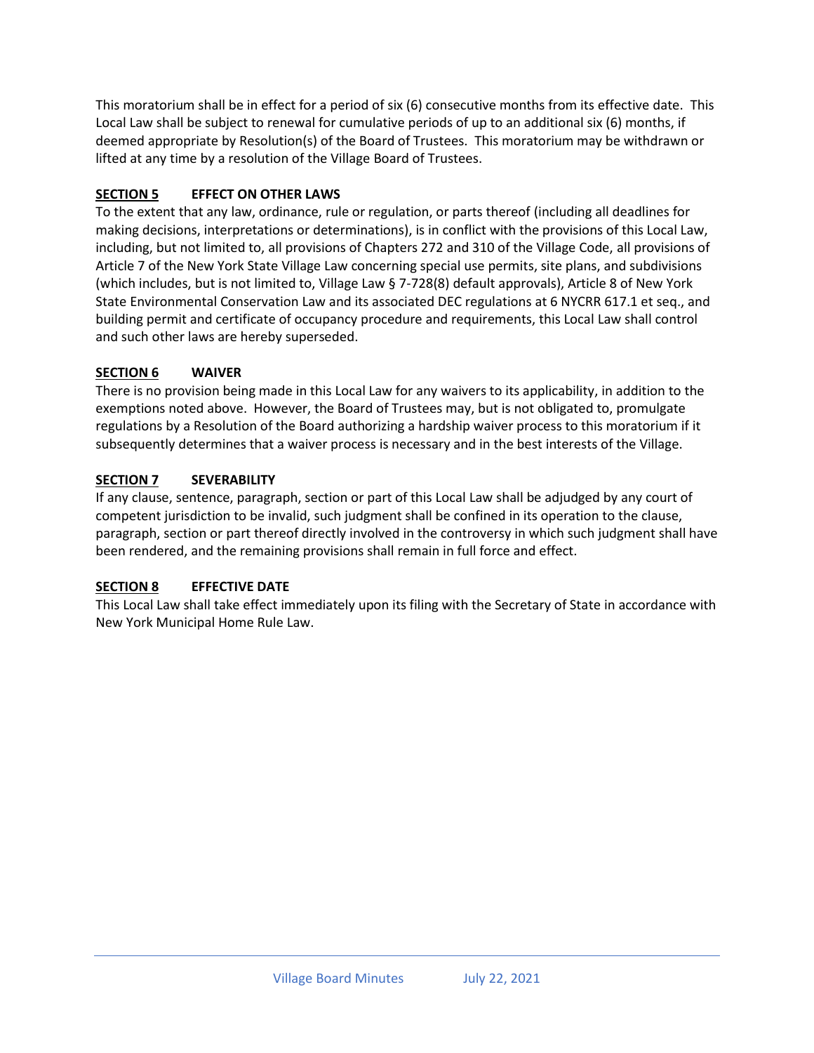This moratorium shall be in effect for a period of six (6) consecutive months from its effective date. This Local Law shall be subject to renewal for cumulative periods of up to an additional six (6) months, if deemed appropriate by Resolution(s) of the Board of Trustees. This moratorium may be withdrawn or lifted at any time by a resolution of the Village Board of Trustees.

**SECTION 5 EFFECT ON OTHER LAWS**

To the extent that any law, ordinance, rule or regulation, or parts thereof (including all deadlines for making decisions, interpretations or determinations), is in conflict with the provisions of this Local Law, including, but not limited to, all provisions of Chapters 272 and 310 of the Village Code, all provisions of Article 7 of the New York State Village Law concerning special use permits, site plans, and subdivisions (which includes, but is not limited to, Village Law § 7-728(8) default approvals), Article 8 of New York State Environmental Conservation Law and its associated DEC regulations at 6 NYCRR 617.1 et seq., and building permit and certificate of occupancy procedure and requirements, this Local Law shall control and such other laws are hereby superseded.

**SECTION 6 WAIVER**

There is no provision being made in this Local Law for any waivers to its applicability, in addition to the exemptions noted above. However, the Board of Trustees may, but is not obligated to, promulgate regulations by a Resolution of the Board authorizing a hardship waiver process to this moratorium if it subsequently determines that a waiver process is necessary and in the best interests of the Village.

**SECTION 7 SEVERABILITY**

If any clause, sentence, paragraph, section or part of this Local Law shall be adjudged by any court of competent jurisdiction to be invalid, such judgment shall be confined in its operation to the clause, paragraph, section or part thereof directly involved in the controversy in which such judgment shall have been rendered, and the remaining provisions shall remain in full force and effect.

**SECTION 8 EFFECTIVE DATE**

This Local Law shall take effect immediately upon its filing with the Secretary of State in accordance with New York Municipal Home Rule Law.